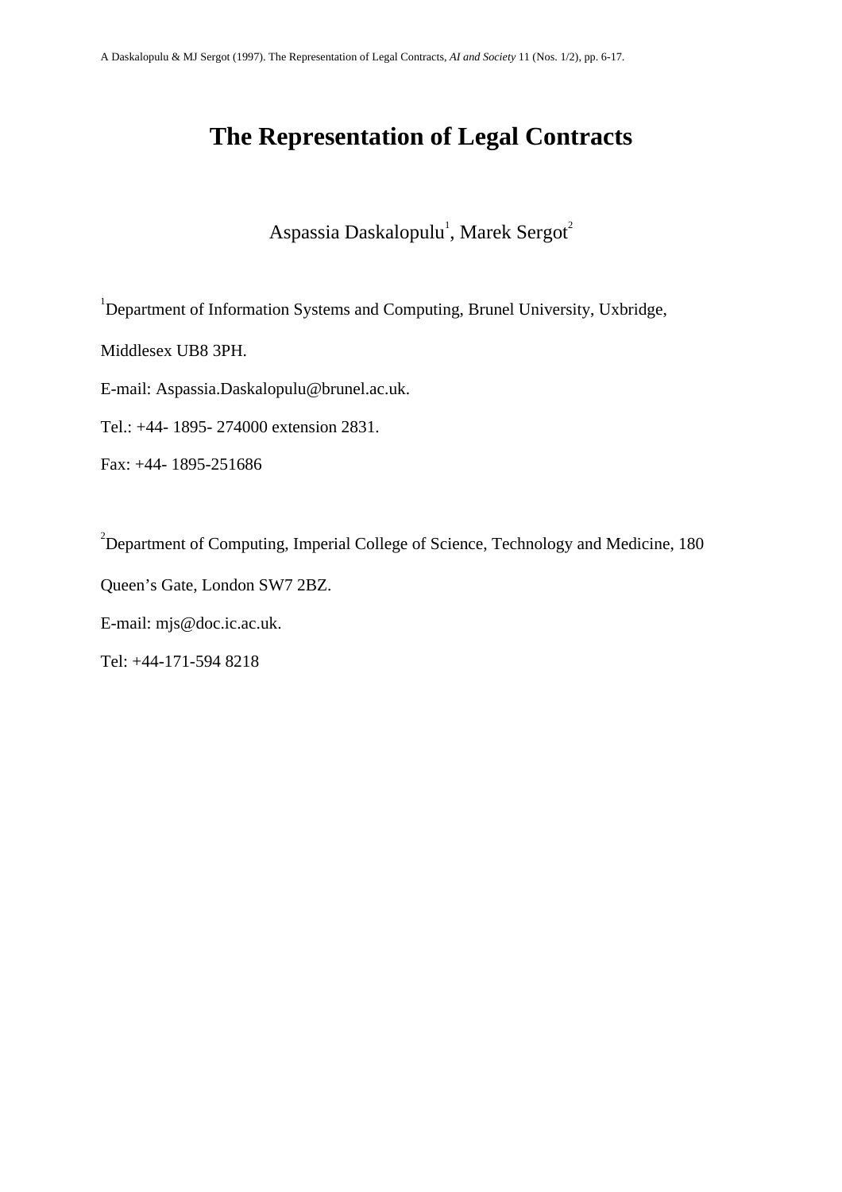A Daskalopulu & MJ Sergot (1997). The Representation of Legal Contracts, *AI and Society* 11 (Nos. 1/2), pp. 6-17.

# The Representation of Legal Contracts

Aspassia Daskalopulu[1], Marek Sergot[2]

[1]Department of Information Systems and Computing, Brunel University, Uxbridge, Middlesex UB8 3PH.

E-mail: Aspassia.Daskalopulu@brunel.ac.uk.

Tel.: +44- 1895- 274000 extension 2831.

Fax: +44- 1895-251686

[2]Department of Computing, Imperial College of Science, Technology and Medicine, 180 Queen's Gate, London SW7 2BZ.

E-mail: mjs@doc.ic.ac.uk.

Tel: +44-171-594 8218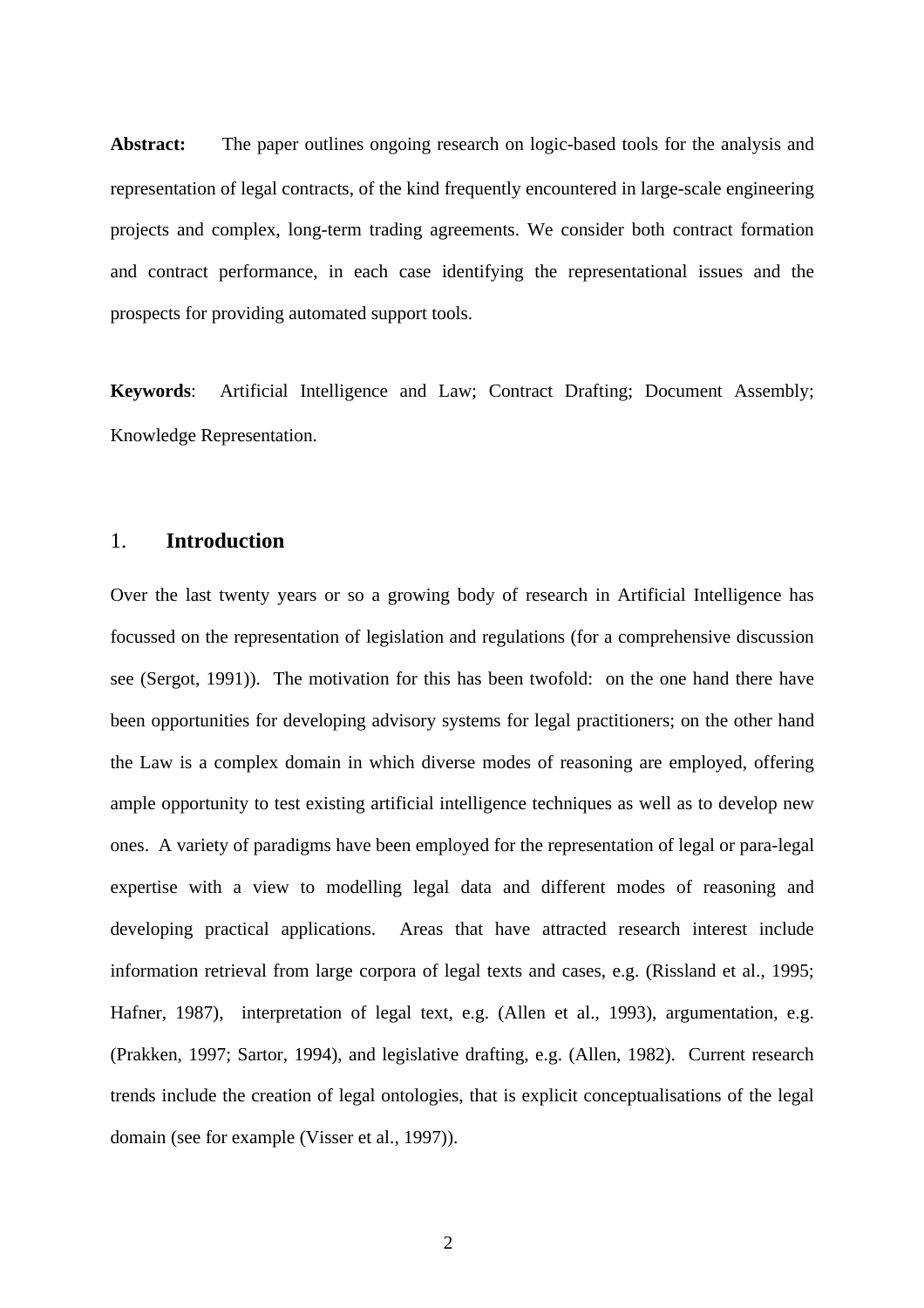**Abstract:** The paper outlines ongoing research on logic-based tools for the analysis and representation of legal contracts, of the kind frequently encountered in large-scale engineering projects and complex, long-term trading agreements. We consider both contract formation and contract performance, in each case identifying the representational issues and the prospects for providing automated support tools.

**Keywords**: Artificial Intelligence and Law; Contract Drafting; Document Assembly; Knowledge Representation.

## 1. Introduction

Over the last twenty years or so a growing body of research in Artificial Intelligence has focussed on the representation of legislation and regulations (for a comprehensive discussion see (Sergot, 1991)). The motivation for this has been twofold: on the one hand there have been opportunities for developing advisory systems for legal practitioners; on the other hand the Law is a complex domain in which diverse modes of reasoning are employed, offering ample opportunity to test existing artificial intelligence techniques as well as to develop new ones. A variety of paradigms have been employed for the representation of legal or para-legal expertise with a view to modelling legal data and different modes of reasoning and developing practical applications. Areas that have attracted research interest include information retrieval from large corpora of legal texts and cases, e.g. (Rissland et al., 1995; Hafner, 1987), interpretation of legal text, e.g. (Allen et al., 1993), argumentation, e.g. (Prakken, 1997; Sartor, 1994), and legislative drafting, e.g. (Allen, 1982). Current research trends include the creation of legal ontologies, that is explicit conceptualisations of the legal domain (see for example (Visser et al., 1997)).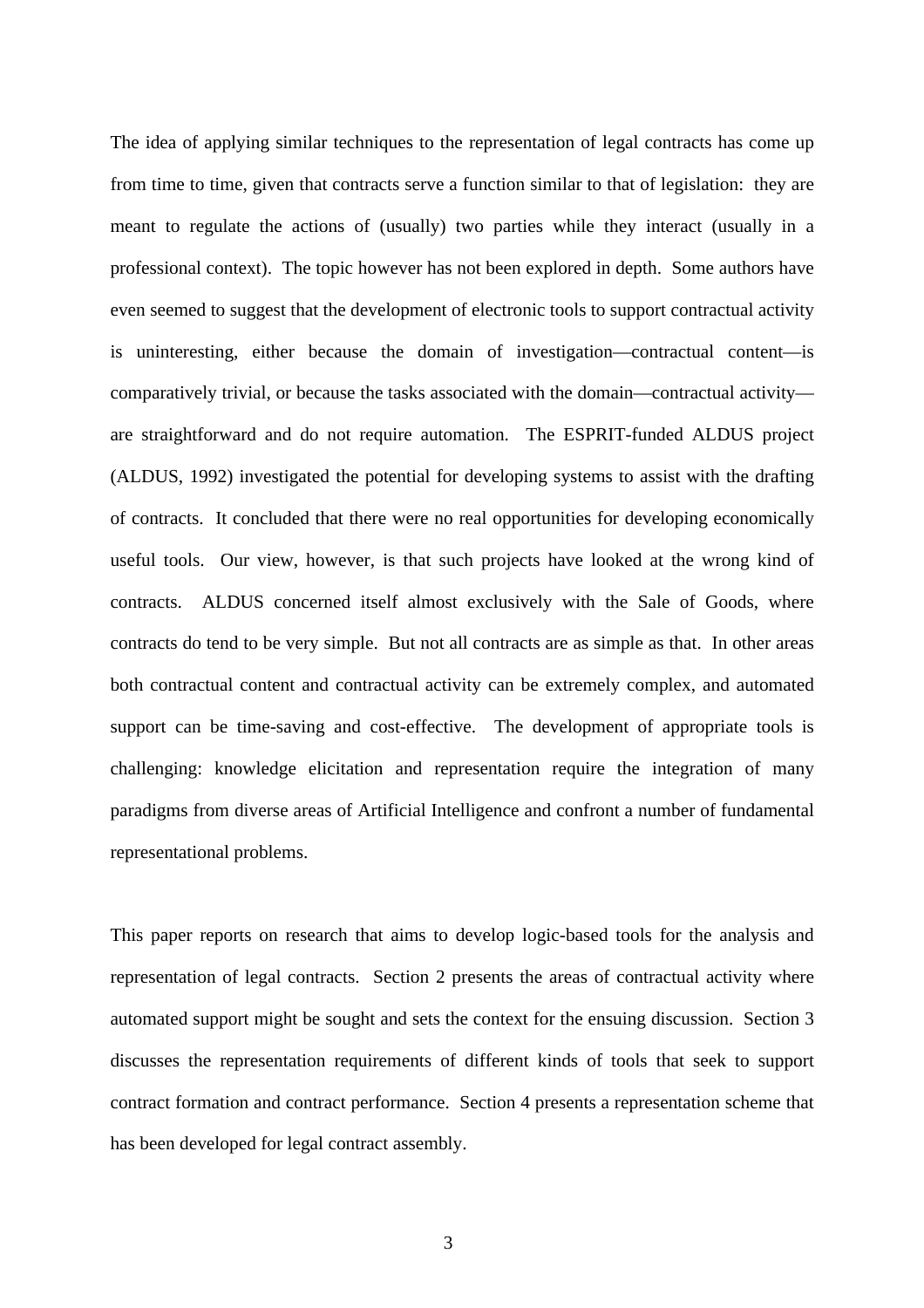The idea of applying similar techniques to the representation of legal contracts has come up from time to time, given that contracts serve a function similar to that of legislation: they are meant to regulate the actions of (usually) two parties while they interact (usually in a professional context). The topic however has not been explored in depth. Some authors have even seemed to suggest that the development of electronic tools to support contractual activity is uninteresting, either because the domain of investigation—contractual content—is comparatively trivial, or because the tasks associated with the domain—contractual activity—are straightforward and do not require automation. The ESPRIT-funded ALDUS project (ALDUS, 1992) investigated the potential for developing systems to assist with the drafting of contracts. It concluded that there were no real opportunities for developing economically useful tools. Our view, however, is that such projects have looked at the wrong kind of contracts. ALDUS concerned itself almost exclusively with the Sale of Goods, where contracts do tend to be very simple. But not all contracts are as simple as that. In other areas both contractual content and contractual activity can be extremely complex, and automated support can be time-saving and cost-effective. The development of appropriate tools is challenging: knowledge elicitation and representation require the integration of many paradigms from diverse areas of Artificial Intelligence and confront a number of fundamental representational problems.

This paper reports on research that aims to develop logic-based tools for the analysis and representation of legal contracts. Section 2 presents the areas of contractual activity where automated support might be sought and sets the context for the ensuing discussion. Section 3 discusses the representation requirements of different kinds of tools that seek to support contract formation and contract performance. Section 4 presents a representation scheme that has been developed for legal contract assembly.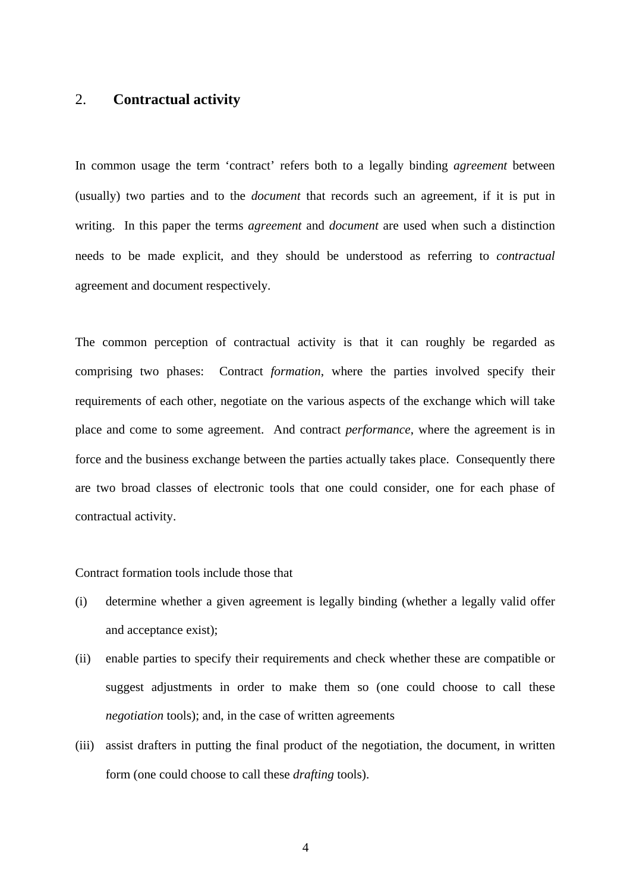## 2. **Contractual activity**

In common usage the term 'contract' refers both to a legally binding *agreement* between (usually) two parties and to the *document* that records such an agreement, if it is put in writing. In this paper the terms *agreement* and *document* are used when such a distinction needs to be made explicit, and they should be understood as referring to *contractual* agreement and document respectively.

The common perception of contractual activity is that it can roughly be regarded as comprising two phases: Contract *formation*, where the parties involved specify their requirements of each other, negotiate on the various aspects of the exchange which will take place and come to some agreement. And contract *performance*, where the agreement is in force and the business exchange between the parties actually takes place. Consequently there are two broad classes of electronic tools that one could consider, one for each phase of contractual activity.

Contract formation tools include those that

(i) determine whether a given agreement is legally binding (whether a legally valid offer and acceptance exist);

(ii) enable parties to specify their requirements and check whether these are compatible or suggest adjustments in order to make them so (one could choose to call these *negotiation* tools); and, in the case of written agreements

(iii) assist drafters in putting the final product of the negotiation, the document, in written form (one could choose to call these *drafting* tools).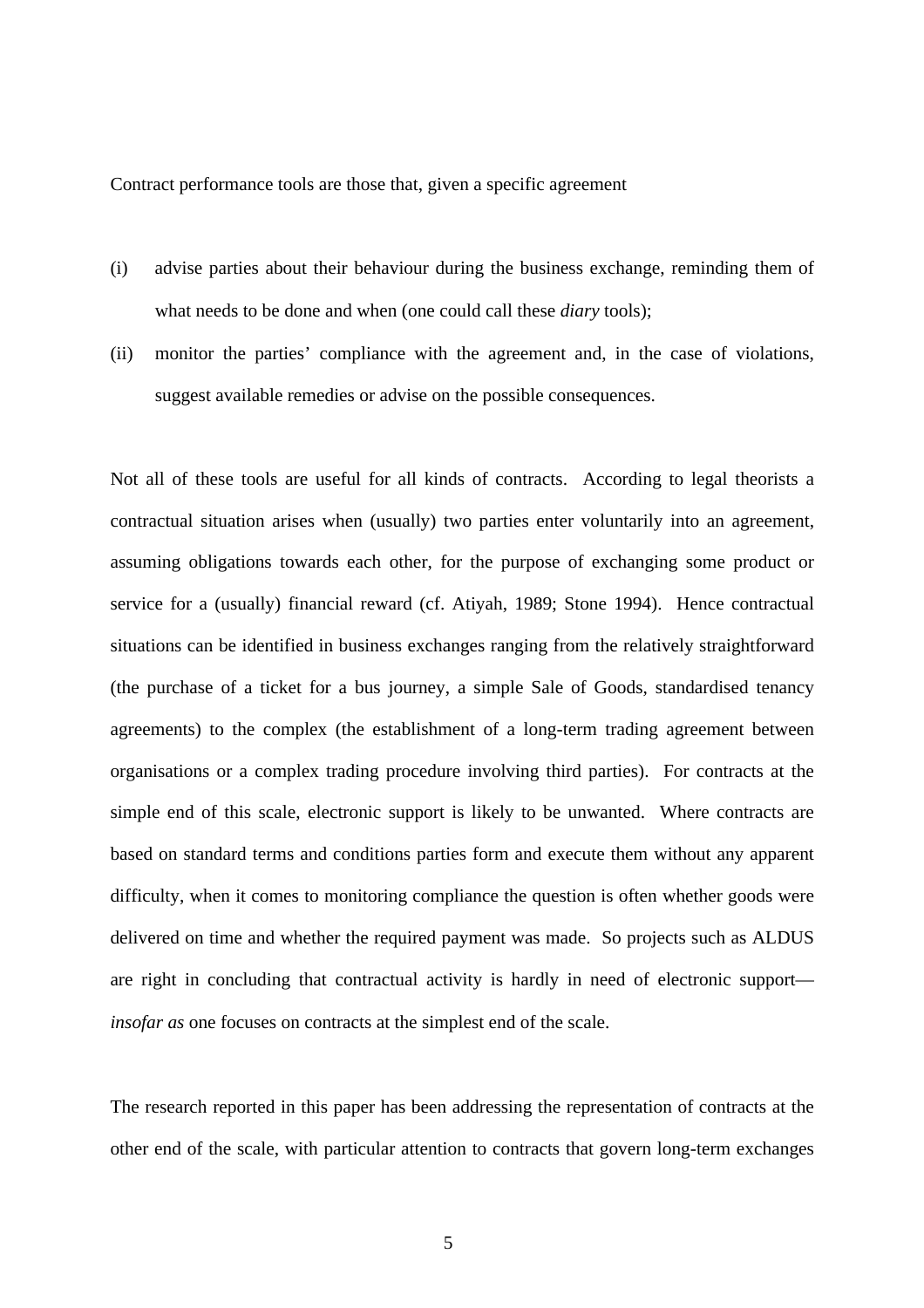Contract performance tools are those that, given a specific agreement

(i) advise parties about their behaviour during the business exchange, reminding them of what needs to be done and when (one could call these *diary* tools);

(ii) monitor the parties' compliance with the agreement and, in the case of violations, suggest available remedies or advise on the possible consequences.

Not all of these tools are useful for all kinds of contracts. According to legal theorists a contractual situation arises when (usually) two parties enter voluntarily into an agreement, assuming obligations towards each other, for the purpose of exchanging some product or service for a (usually) financial reward (cf. Atiyah, 1989; Stone 1994). Hence contractual situations can be identified in business exchanges ranging from the relatively straightforward (the purchase of a ticket for a bus journey, a simple Sale of Goods, standardised tenancy agreements) to the complex (the establishment of a long-term trading agreement between organisations or a complex trading procedure involving third parties). For contracts at the simple end of this scale, electronic support is likely to be unwanted. Where contracts are based on standard terms and conditions parties form and execute them without any apparent difficulty, when it comes to monitoring compliance the question is often whether goods were delivered on time and whether the required payment was made. So projects such as ALDUS are right in concluding that contractual activity is hardly in need of electronic support—*insofar as* one focuses on contracts at the simplest end of the scale.

The research reported in this paper has been addressing the representation of contracts at the other end of the scale, with particular attention to contracts that govern long-term exchanges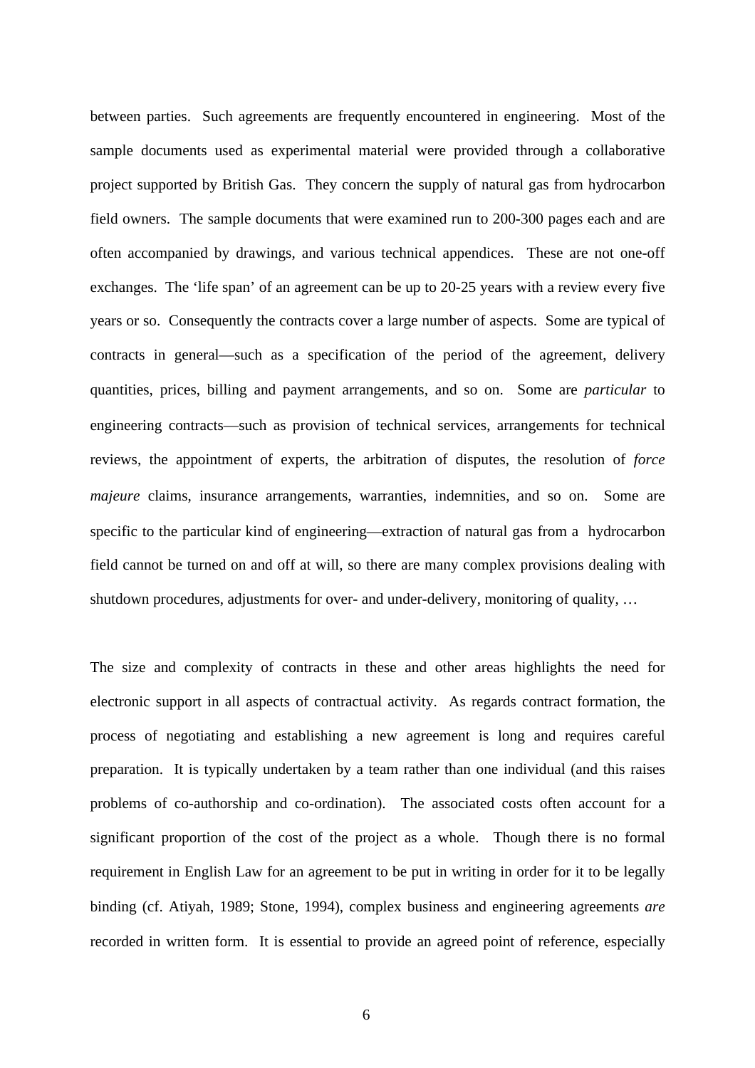between parties. Such agreements are frequently encountered in engineering. Most of the sample documents used as experimental material were provided through a collaborative project supported by British Gas. They concern the supply of natural gas from hydrocarbon field owners. The sample documents that were examined run to 200-300 pages each and are often accompanied by drawings, and various technical appendices. These are not one-off exchanges. The 'life span' of an agreement can be up to 20-25 years with a review every five years or so. Consequently the contracts cover a large number of aspects. Some are typical of contracts in general—such as a specification of the period of the agreement, delivery quantities, prices, billing and payment arrangements, and so on. Some are *particular* to engineering contracts—such as provision of technical services, arrangements for technical reviews, the appointment of experts, the arbitration of disputes, the resolution of *force majeure* claims, insurance arrangements, warranties, indemnities, and so on. Some are specific to the particular kind of engineering—extraction of natural gas from a hydrocarbon field cannot be turned on and off at will, so there are many complex provisions dealing with shutdown procedures, adjustments for over- and under-delivery, monitoring of quality, …

The size and complexity of contracts in these and other areas highlights the need for electronic support in all aspects of contractual activity. As regards contract formation, the process of negotiating and establishing a new agreement is long and requires careful preparation. It is typically undertaken by a team rather than one individual (and this raises problems of co-authorship and co-ordination). The associated costs often account for a significant proportion of the cost of the project as a whole. Though there is no formal requirement in English Law for an agreement to be put in writing in order for it to be legally binding (cf. Atiyah, 1989; Stone, 1994), complex business and engineering agreements *are* recorded in written form. It is essential to provide an agreed point of reference, especially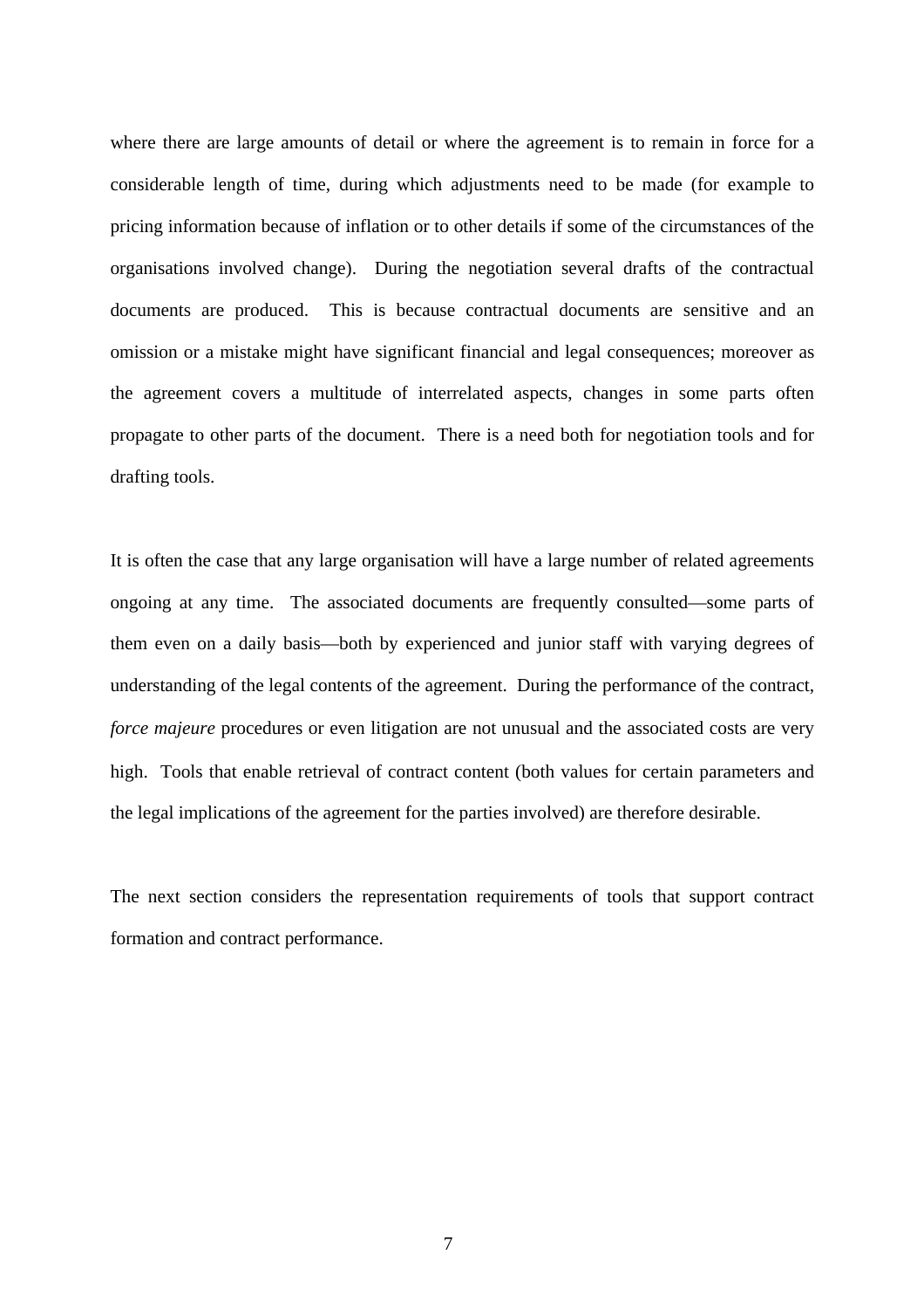where there are large amounts of detail or where the agreement is to remain in force for a considerable length of time, during which adjustments need to be made (for example to pricing information because of inflation or to other details if some of the circumstances of the organisations involved change). During the negotiation several drafts of the contractual documents are produced. This is because contractual documents are sensitive and an omission or a mistake might have significant financial and legal consequences; moreover as the agreement covers a multitude of interrelated aspects, changes in some parts often propagate to other parts of the document. There is a need both for negotiation tools and for drafting tools.

It is often the case that any large organisation will have a large number of related agreements ongoing at any time. The associated documents are frequently consulted—some parts of them even on a daily basis—both by experienced and junior staff with varying degrees of understanding of the legal contents of the agreement. During the performance of the contract, *force majeure* procedures or even litigation are not unusual and the associated costs are very high. Tools that enable retrieval of contract content (both values for certain parameters and the legal implications of the agreement for the parties involved) are therefore desirable.

The next section considers the representation requirements of tools that support contract formation and contract performance.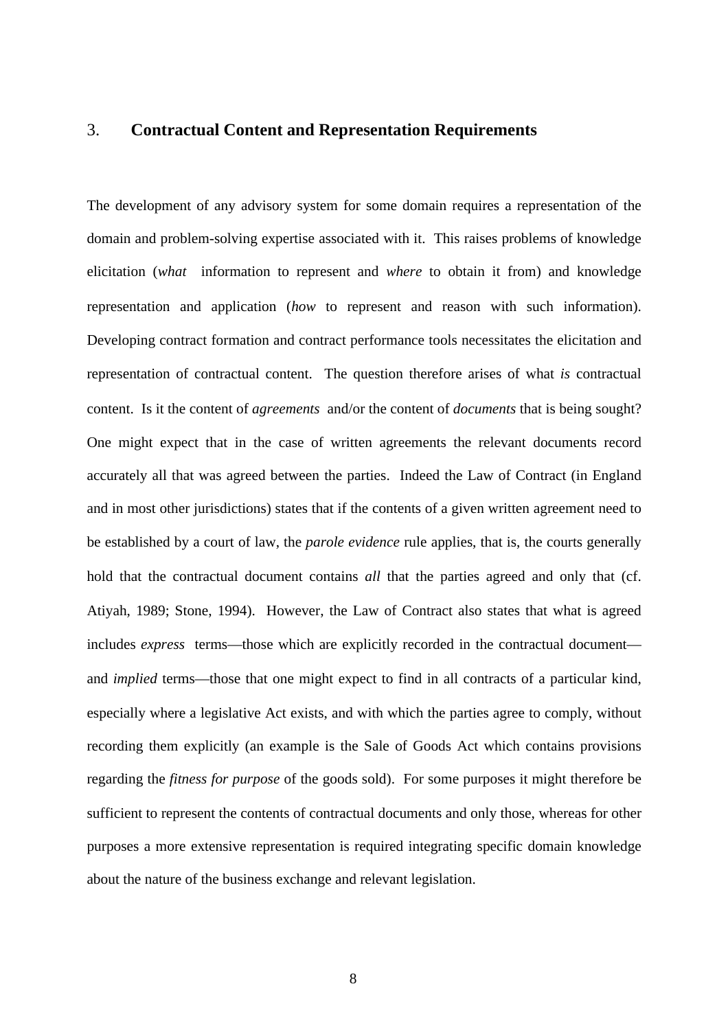## 3. Contractual Content and Representation Requirements

The development of any advisory system for some domain requires a representation of the domain and problem-solving expertise associated with it. This raises problems of knowledge elicitation (*what* information to represent and *where* to obtain it from) and knowledge representation and application (*how* to represent and reason with such information). Developing contract formation and contract performance tools necessitates the elicitation and representation of contractual content. The question therefore arises of what *is* contractual content. Is it the content of *agreements* and/or the content of *documents* that is being sought? One might expect that in the case of written agreements the relevant documents record accurately all that was agreed between the parties. Indeed the Law of Contract (in England and in most other jurisdictions) states that if the contents of a given written agreement need to be established by a court of law, the *parole evidence* rule applies, that is, the courts generally hold that the contractual document contains *all* that the parties agreed and only that (cf. Atiyah, 1989; Stone, 1994). However, the Law of Contract also states that what is agreed includes *express* terms—those which are explicitly recorded in the contractual document—and *implied* terms—those that one might expect to find in all contracts of a particular kind, especially where a legislative Act exists, and with which the parties agree to comply, without recording them explicitly (an example is the Sale of Goods Act which contains provisions regarding the *fitness for purpose* of the goods sold). For some purposes it might therefore be sufficient to represent the contents of contractual documents and only those, whereas for other purposes a more extensive representation is required integrating specific domain knowledge about the nature of the business exchange and relevant legislation.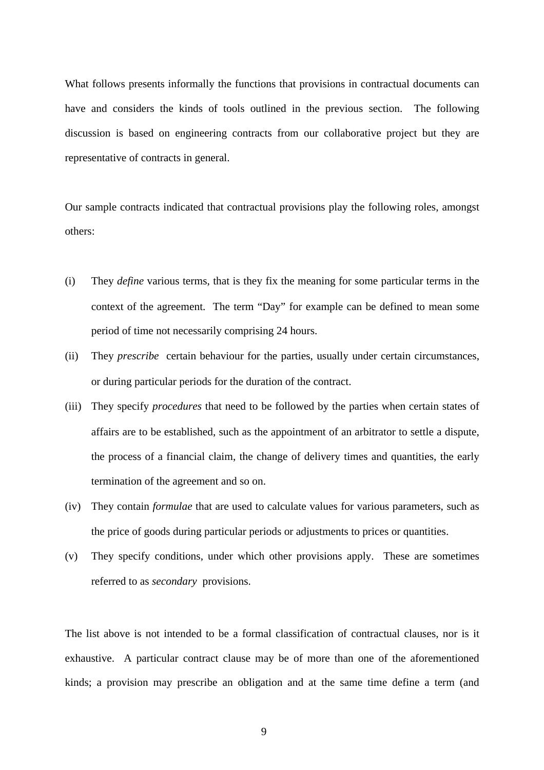What follows presents informally the functions that provisions in contractual documents can have and considers the kinds of tools outlined in the previous section. The following discussion is based on engineering contracts from our collaborative project but they are representative of contracts in general.

Our sample contracts indicated that contractual provisions play the following roles, amongst others:

(i) They *define* various terms, that is they fix the meaning for some particular terms in the context of the agreement. The term "Day" for example can be defined to mean some period of time not necessarily comprising 24 hours.

(ii) They *prescribe* certain behaviour for the parties, usually under certain circumstances, or during particular periods for the duration of the contract.

(iii) They specify *procedures* that need to be followed by the parties when certain states of affairs are to be established, such as the appointment of an arbitrator to settle a dispute, the process of a financial claim, the change of delivery times and quantities, the early termination of the agreement and so on.

(iv) They contain *formulae* that are used to calculate values for various parameters, such as the price of goods during particular periods or adjustments to prices or quantities.

(v) They specify conditions, under which other provisions apply. These are sometimes referred to as *secondary* provisions.

The list above is not intended to be a formal classification of contractual clauses, nor is it exhaustive. A particular contract clause may be of more than one of the aforementioned kinds; a provision may prescribe an obligation and at the same time define a term (and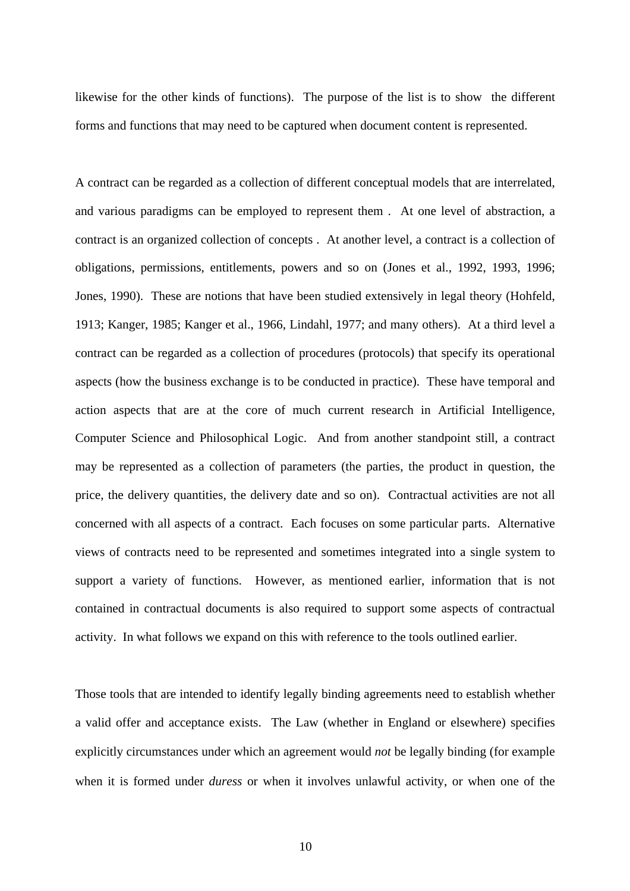likewise for the other kinds of functions). The purpose of the list is to show the different forms and functions that may need to be captured when document content is represented.

A contract can be regarded as a collection of different conceptual models that are interrelated, and various paradigms can be employed to represent them . At one level of abstraction, a contract is an organized collection of concepts . At another level, a contract is a collection of obligations, permissions, entitlements, powers and so on (Jones et al., 1992, 1993, 1996; Jones, 1990). These are notions that have been studied extensively in legal theory (Hohfeld, 1913; Kanger, 1985; Kanger et al., 1966, Lindahl, 1977; and many others). At a third level a contract can be regarded as a collection of procedures (protocols) that specify its operational aspects (how the business exchange is to be conducted in practice). These have temporal and action aspects that are at the core of much current research in Artificial Intelligence, Computer Science and Philosophical Logic. And from another standpoint still, a contract may be represented as a collection of parameters (the parties, the product in question, the price, the delivery quantities, the delivery date and so on). Contractual activities are not all concerned with all aspects of a contract. Each focuses on some particular parts. Alternative views of contracts need to be represented and sometimes integrated into a single system to support a variety of functions. However, as mentioned earlier, information that is not contained in contractual documents is also required to support some aspects of contractual activity. In what follows we expand on this with reference to the tools outlined earlier.

Those tools that are intended to identify legally binding agreements need to establish whether a valid offer and acceptance exists. The Law (whether in England or elsewhere) specifies explicitly circumstances under which an agreement would *not* be legally binding (for example when it is formed under *duress* or when it involves unlawful activity, or when one of the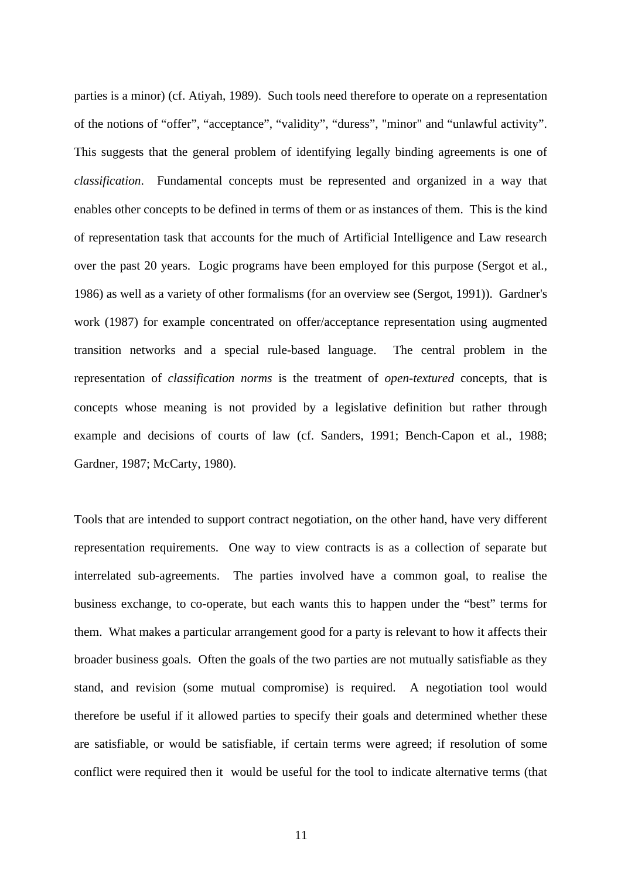parties is a minor) (cf. Atiyah, 1989). Such tools need therefore to operate on a representation of the notions of “offer”, “acceptance”, “validity”, “duress”, "minor" and “unlawful activity”. This suggests that the general problem of identifying legally binding agreements is one of *classification*. Fundamental concepts must be represented and organized in a way that enables other concepts to be defined in terms of them or as instances of them. This is the kind of representation task that accounts for the much of Artificial Intelligence and Law research over the past 20 years. Logic programs have been employed for this purpose (Sergot et al., 1986) as well as a variety of other formalisms (for an overview see (Sergot, 1991)). Gardner's work (1987) for example concentrated on offer/acceptance representation using augmented transition networks and a special rule-based language. The central problem in the representation of *classification norms* is the treatment of *open-textured* concepts, that is concepts whose meaning is not provided by a legislative definition but rather through example and decisions of courts of law (cf. Sanders, 1991; Bench-Capon et al., 1988; Gardner, 1987; McCarty, 1980).

Tools that are intended to support contract negotiation, on the other hand, have very different representation requirements. One way to view contracts is as a collection of separate but interrelated sub-agreements. The parties involved have a common goal, to realise the business exchange, to co-operate, but each wants this to happen under the “best” terms for them. What makes a particular arrangement good for a party is relevant to how it affects their broader business goals. Often the goals of the two parties are not mutually satisfiable as they stand, and revision (some mutual compromise) is required. A negotiation tool would therefore be useful if it allowed parties to specify their goals and determined whether these are satisfiable, or would be satisfiable, if certain terms were agreed; if resolution of some conflict were required then it would be useful for the tool to indicate alternative terms (that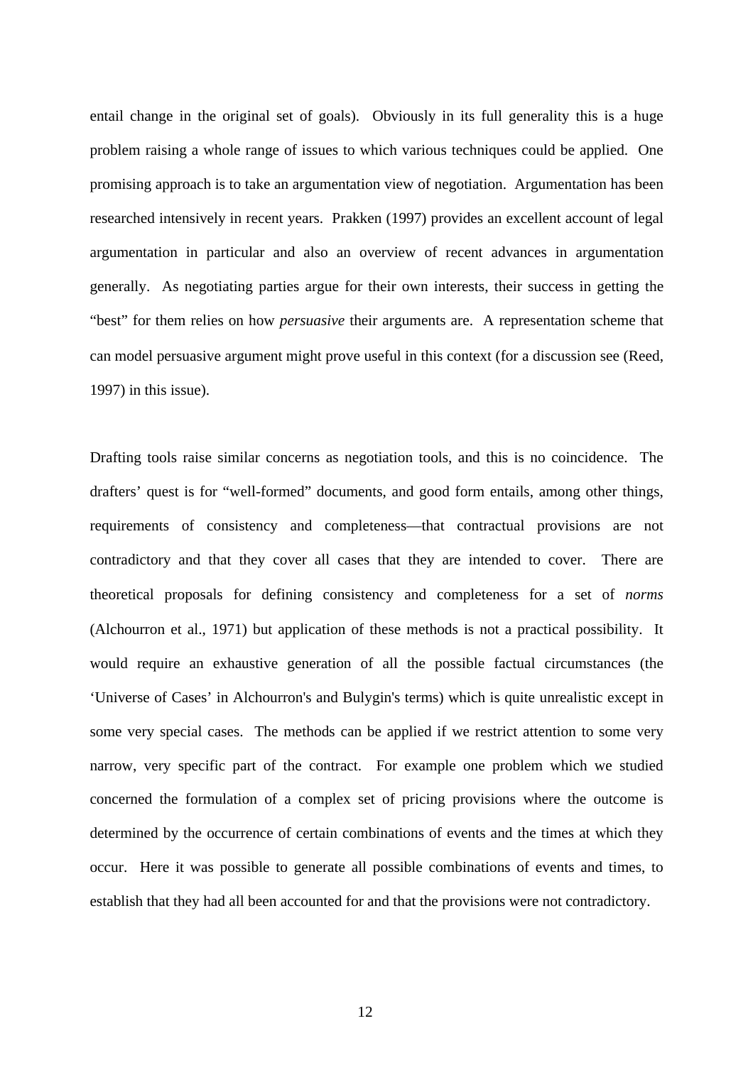entail change in the original set of goals). Obviously in its full generality this is a huge problem raising a whole range of issues to which various techniques could be applied. One promising approach is to take an argumentation view of negotiation. Argumentation has been researched intensively in recent years. Prakken (1997) provides an excellent account of legal argumentation in particular and also an overview of recent advances in argumentation generally. As negotiating parties argue for their own interests, their success in getting the "best" for them relies on how *persuasive* their arguments are. A representation scheme that can model persuasive argument might prove useful in this context (for a discussion see (Reed, 1997) in this issue).

Drafting tools raise similar concerns as negotiation tools, and this is no coincidence. The drafters' quest is for "well-formed" documents, and good form entails, among other things, requirements of consistency and completeness—that contractual provisions are not contradictory and that they cover all cases that they are intended to cover. There are theoretical proposals for defining consistency and completeness for a set of *norms* (Alchourron et al., 1971) but application of these methods is not a practical possibility. It would require an exhaustive generation of all the possible factual circumstances (the 'Universe of Cases' in Alchourron's and Bulygin's terms) which is quite unrealistic except in some very special cases. The methods can be applied if we restrict attention to some very narrow, very specific part of the contract. For example one problem which we studied concerned the formulation of a complex set of pricing provisions where the outcome is determined by the occurrence of certain combinations of events and the times at which they occur. Here it was possible to generate all possible combinations of events and times, to establish that they had all been accounted for and that the provisions were not contradictory.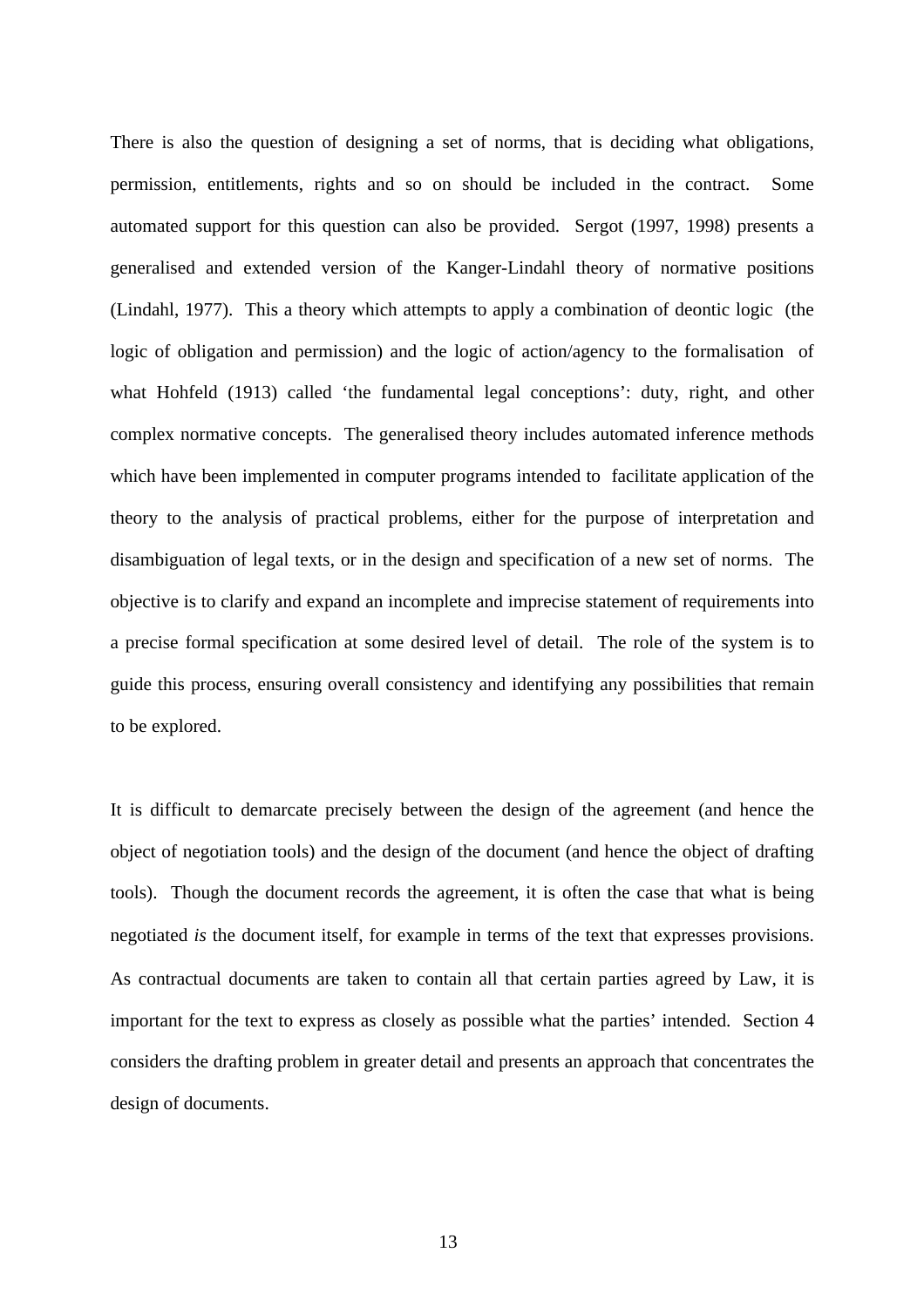There is also the question of designing a set of norms, that is deciding what obligations, permission, entitlements, rights and so on should be included in the contract. Some automated support for this question can also be provided. Sergot (1997, 1998) presents a generalised and extended version of the Kanger-Lindahl theory of normative positions (Lindahl, 1977). This a theory which attempts to apply a combination of deontic logic (the logic of obligation and permission) and the logic of action/agency to the formalisation of what Hohfeld (1913) called 'the fundamental legal conceptions': duty, right, and other complex normative concepts. The generalised theory includes automated inference methods which have been implemented in computer programs intended to facilitate application of the theory to the analysis of practical problems, either for the purpose of interpretation and disambiguation of legal texts, or in the design and specification of a new set of norms. The objective is to clarify and expand an incomplete and imprecise statement of requirements into a precise formal specification at some desired level of detail. The role of the system is to guide this process, ensuring overall consistency and identifying any possibilities that remain to be explored.

It is difficult to demarcate precisely between the design of the agreement (and hence the object of negotiation tools) and the design of the document (and hence the object of drafting tools). Though the document records the agreement, it is often the case that what is being negotiated *is* the document itself, for example in terms of the text that expresses provisions. As contractual documents are taken to contain all that certain parties agreed by Law, it is important for the text to express as closely as possible what the parties' intended. Section 4 considers the drafting problem in greater detail and presents an approach that concentrates the design of documents.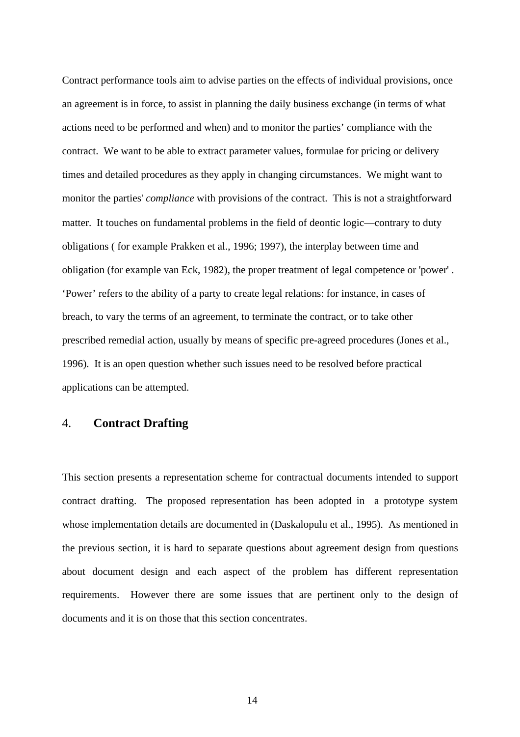Contract performance tools aim to advise parties on the effects of individual provisions, once an agreement is in force, to assist in planning the daily business exchange (in terms of what actions need to be performed and when) and to monitor the parties' compliance with the contract. We want to be able to extract parameter values, formulae for pricing or delivery times and detailed procedures as they apply in changing circumstances. We might want to monitor the parties' *compliance* with provisions of the contract. This is not a straightforward matter. It touches on fundamental problems in the field of deontic logic—contrary to duty obligations ( for example Prakken et al., 1996; 1997), the interplay between time and obligation (for example van Eck, 1982), the proper treatment of legal competence or 'power' . 'Power' refers to the ability of a party to create legal relations: for instance, in cases of breach, to vary the terms of an agreement, to terminate the contract, or to take other prescribed remedial action, usually by means of specific pre-agreed procedures (Jones et al., 1996). It is an open question whether such issues need to be resolved before practical applications can be attempted.

## 4. **Contract Drafting**

This section presents a representation scheme for contractual documents intended to support contract drafting. The proposed representation has been adopted in a prototype system whose implementation details are documented in (Daskalopulu et al., 1995). As mentioned in the previous section, it is hard to separate questions about agreement design from questions about document design and each aspect of the problem has different representation requirements. However there are some issues that are pertinent only to the design of documents and it is on those that this section concentrates.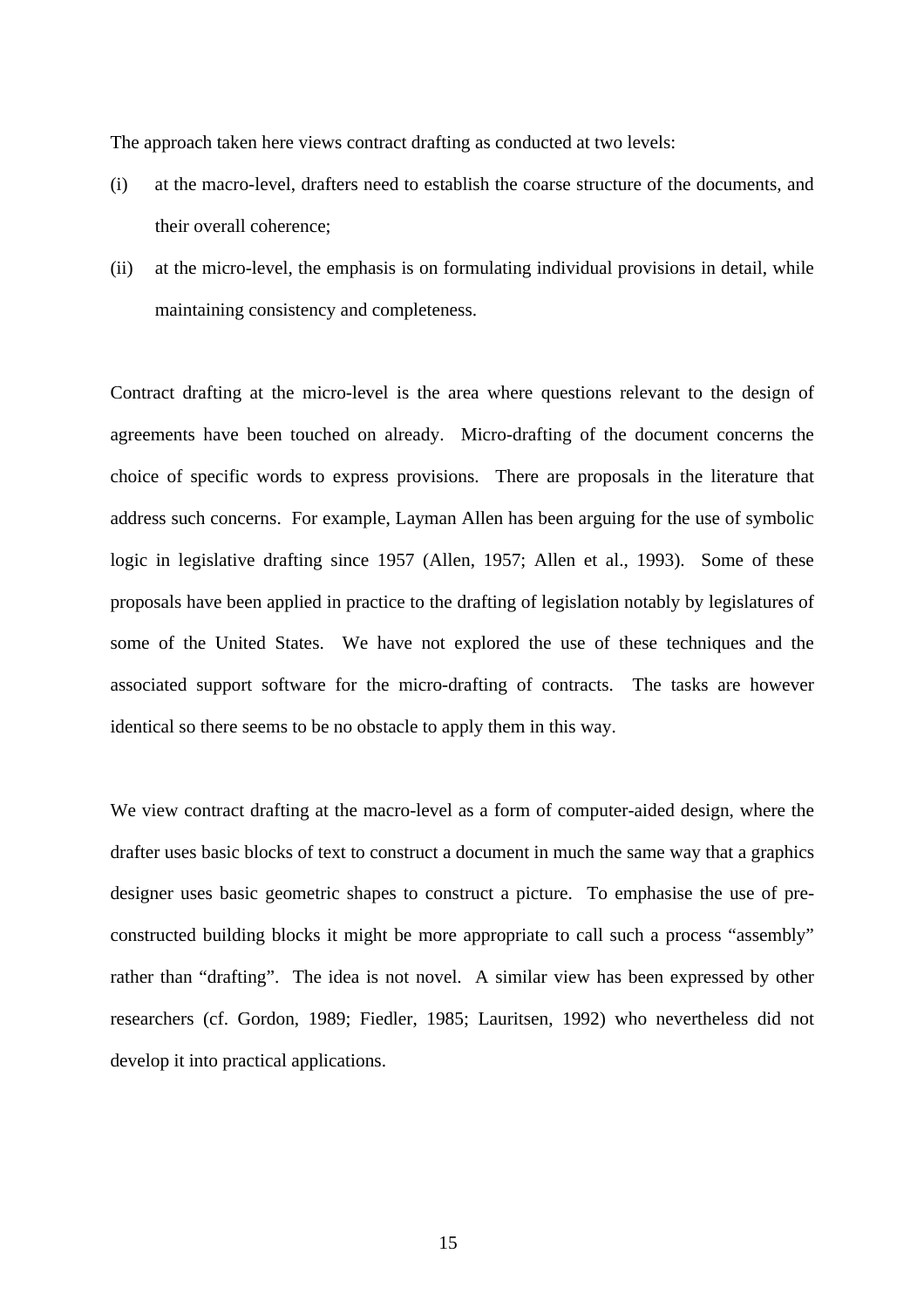The approach taken here views contract drafting as conducted at two levels:

(i) at the macro-level, drafters need to establish the coarse structure of the documents, and their overall coherence;

(ii) at the micro-level, the emphasis is on formulating individual provisions in detail, while maintaining consistency and completeness.

Contract drafting at the micro-level is the area where questions relevant to the design of agreements have been touched on already. Micro-drafting of the document concerns the choice of specific words to express provisions. There are proposals in the literature that address such concerns. For example, Layman Allen has been arguing for the use of symbolic logic in legislative drafting since 1957 (Allen, 1957; Allen et al., 1993). Some of these proposals have been applied in practice to the drafting of legislation notably by legislatures of some of the United States. We have not explored the use of these techniques and the associated support software for the micro-drafting of contracts. The tasks are however identical so there seems to be no obstacle to apply them in this way.

We view contract drafting at the macro-level as a form of computer-aided design, where the drafter uses basic blocks of text to construct a document in much the same way that a graphics designer uses basic geometric shapes to construct a picture. To emphasise the use of pre-constructed building blocks it might be more appropriate to call such a process "assembly" rather than "drafting". The idea is not novel. A similar view has been expressed by other researchers (cf. Gordon, 1989; Fiedler, 1985; Lauritsen, 1992) who nevertheless did not develop it into practical applications.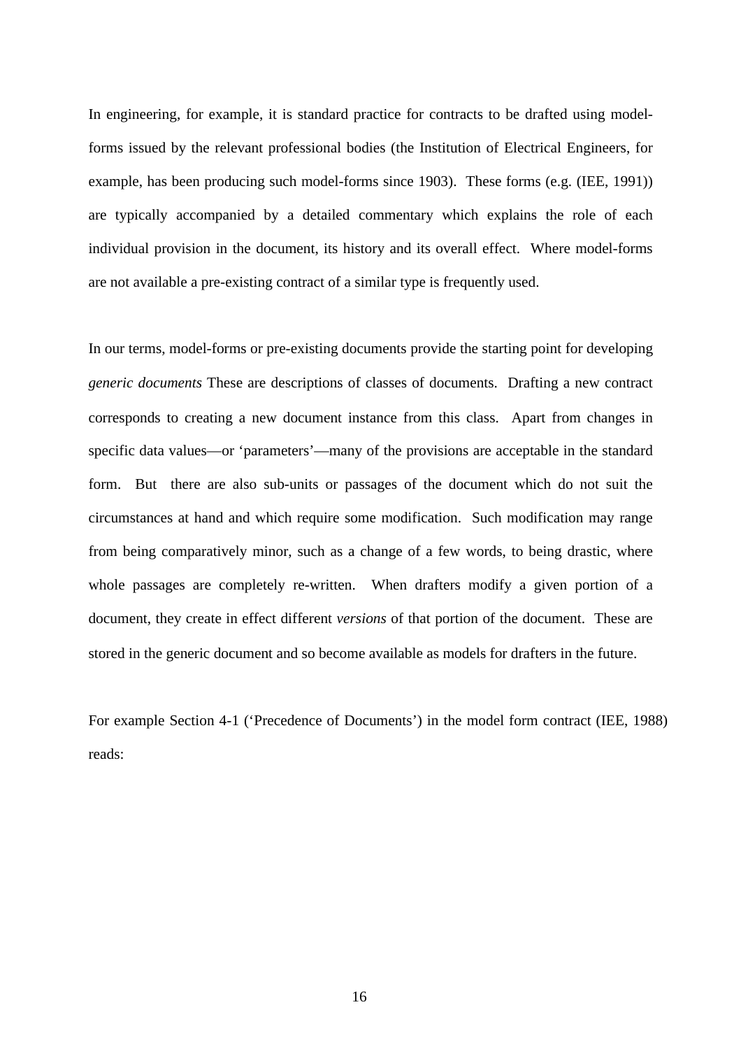In engineering, for example, it is standard practice for contracts to be drafted using model-forms issued by the relevant professional bodies (the Institution of Electrical Engineers, for example, has been producing such model-forms since 1903). These forms (e.g. (IEE, 1991)) are typically accompanied by a detailed commentary which explains the role of each individual provision in the document, its history and its overall effect. Where model-forms are not available a pre-existing contract of a similar type is frequently used.

In our terms, model-forms or pre-existing documents provide the starting point for developing *generic documents* These are descriptions of classes of documents. Drafting a new contract corresponds to creating a new document instance from this class. Apart from changes in specific data values—or 'parameters'—many of the provisions are acceptable in the standard form. But there are also sub-units or passages of the document which do not suit the circumstances at hand and which require some modification. Such modification may range from being comparatively minor, such as a change of a few words, to being drastic, where whole passages are completely re-written. When drafters modify a given portion of a document, they create in effect different *versions* of that portion of the document. These are stored in the generic document and so become available as models for drafters in the future.

For example Section 4-1 ('Precedence of Documents') in the model form contract (IEE, 1988) reads: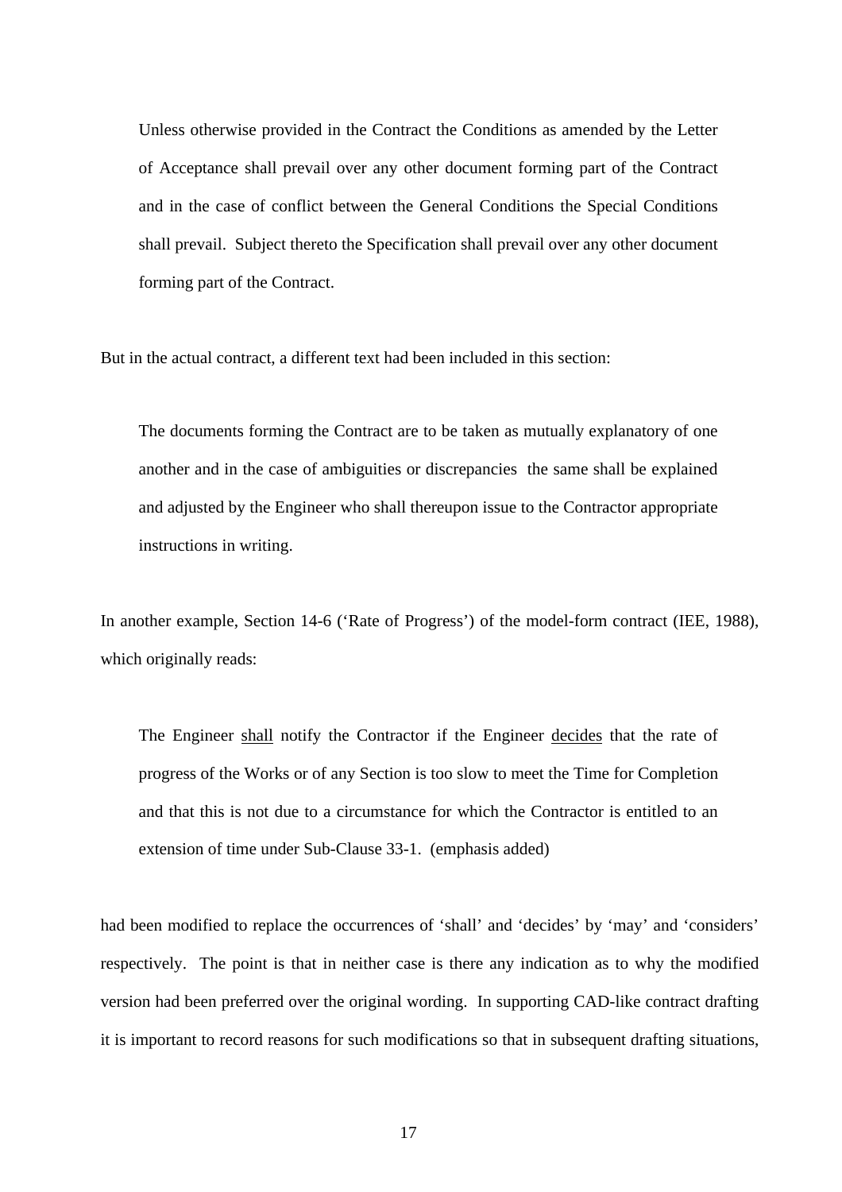> Unless otherwise provided in the Contract the Conditions as amended by the Letter of Acceptance shall prevail over any other document forming part of the Contract and in the case of conflict between the General Conditions the Special Conditions shall prevail. Subject thereto the Specification shall prevail over any other document forming part of the Contract.

But in the actual contract, a different text had been included in this section:

> The documents forming the Contract are to be taken as mutually explanatory of one another and in the case of ambiguities or discrepancies the same shall be explained and adjusted by the Engineer who shall thereupon issue to the Contractor appropriate instructions in writing.

In another example, Section 14-6 ('Rate of Progress') of the model-form contract (IEE, 1988), which originally reads:

> The Engineer <u>shall</u> notify the Contractor if the Engineer <u>decides</u> that the rate of progress of the Works or of any Section is too slow to meet the Time for Completion and that this is not due to a circumstance for which the Contractor is entitled to an extension of time under Sub-Clause 33-1. (emphasis added)

had been modified to replace the occurrences of 'shall' and 'decides' by 'may' and 'considers' respectively. The point is that in neither case is there any indication as to why the modified version had been preferred over the original wording. In supporting CAD-like contract drafting it is important to record reasons for such modifications so that in subsequent drafting situations,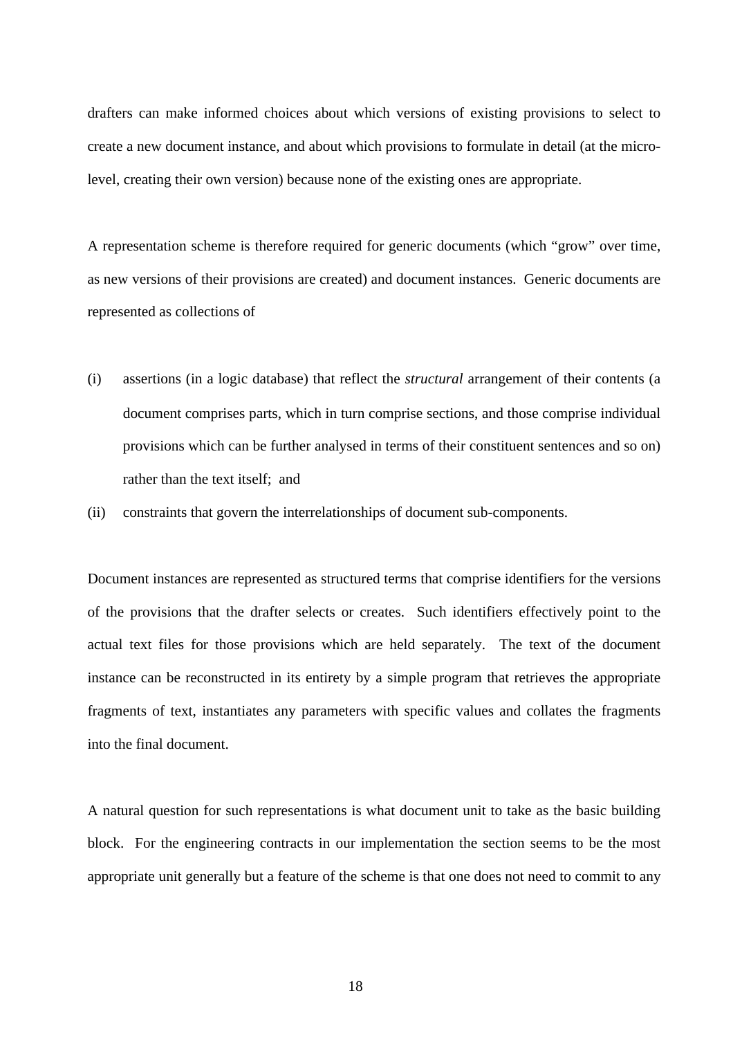drafters can make informed choices about which versions of existing provisions to select to create a new document instance, and about which provisions to formulate in detail (at the micro-level, creating their own version) because none of the existing ones are appropriate.

A representation scheme is therefore required for generic documents (which "grow" over time, as new versions of their provisions are created) and document instances. Generic documents are represented as collections of

(i) assertions (in a logic database) that reflect the *structural* arrangement of their contents (a document comprises parts, which in turn comprise sections, and those comprise individual provisions which can be further analysed in terms of their constituent sentences and so on) rather than the text itself; and

(ii) constraints that govern the interrelationships of document sub-components.

Document instances are represented as structured terms that comprise identifiers for the versions of the provisions that the drafter selects or creates. Such identifiers effectively point to the actual text files for those provisions which are held separately. The text of the document instance can be reconstructed in its entirety by a simple program that retrieves the appropriate fragments of text, instantiates any parameters with specific values and collates the fragments into the final document.

A natural question for such representations is what document unit to take as the basic building block. For the engineering contracts in our implementation the section seems to be the most appropriate unit generally but a feature of the scheme is that one does not need to commit to any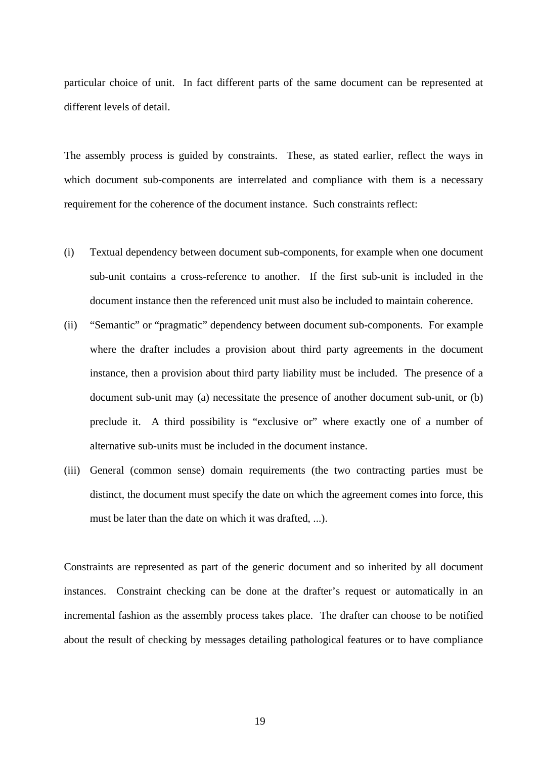particular choice of unit. In fact different parts of the same document can be represented at different levels of detail.

The assembly process is guided by constraints. These, as stated earlier, reflect the ways in which document sub-components are interrelated and compliance with them is a necessary requirement for the coherence of the document instance. Such constraints reflect:

(i) Textual dependency between document sub-components, for example when one document sub-unit contains a cross-reference to another. If the first sub-unit is included in the document instance then the referenced unit must also be included to maintain coherence.

(ii) “Semantic” or “pragmatic” dependency between document sub-components. For example where the drafter includes a provision about third party agreements in the document instance, then a provision about third party liability must be included. The presence of a document sub-unit may (a) necessitate the presence of another document sub-unit, or (b) preclude it. A third possibility is “exclusive or” where exactly one of a number of alternative sub-units must be included in the document instance.

(iii) General (common sense) domain requirements (the two contracting parties must be distinct, the document must specify the date on which the agreement comes into force, this must be later than the date on which it was drafted, ...).

Constraints are represented as part of the generic document and so inherited by all document instances. Constraint checking can be done at the drafter’s request or automatically in an incremental fashion as the assembly process takes place. The drafter can choose to be notified about the result of checking by messages detailing pathological features or to have compliance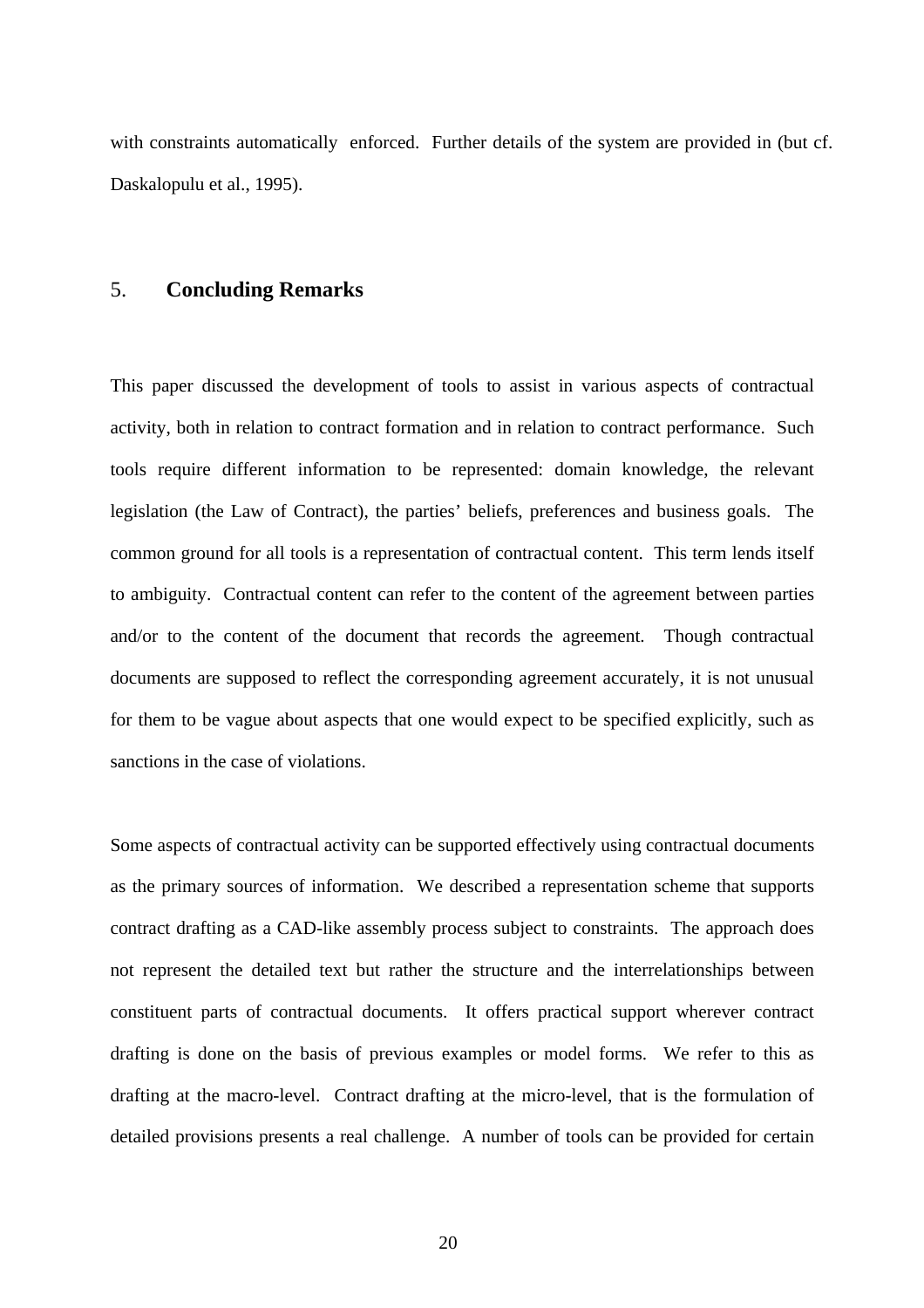with constraints automatically enforced. Further details of the system are provided in (but cf. Daskalopulu et al., 1995).

## 5. Concluding Remarks

This paper discussed the development of tools to assist in various aspects of contractual activity, both in relation to contract formation and in relation to contract performance. Such tools require different information to be represented: domain knowledge, the relevant legislation (the Law of Contract), the parties' beliefs, preferences and business goals. The common ground for all tools is a representation of contractual content. This term lends itself to ambiguity. Contractual content can refer to the content of the agreement between parties and/or to the content of the document that records the agreement. Though contractual documents are supposed to reflect the corresponding agreement accurately, it is not unusual for them to be vague about aspects that one would expect to be specified explicitly, such as sanctions in the case of violations.

Some aspects of contractual activity can be supported effectively using contractual documents as the primary sources of information. We described a representation scheme that supports contract drafting as a CAD-like assembly process subject to constraints. The approach does not represent the detailed text but rather the structure and the interrelationships between constituent parts of contractual documents. It offers practical support wherever contract drafting is done on the basis of previous examples or model forms. We refer to this as drafting at the macro-level. Contract drafting at the micro-level, that is the formulation of detailed provisions presents a real challenge. A number of tools can be provided for certain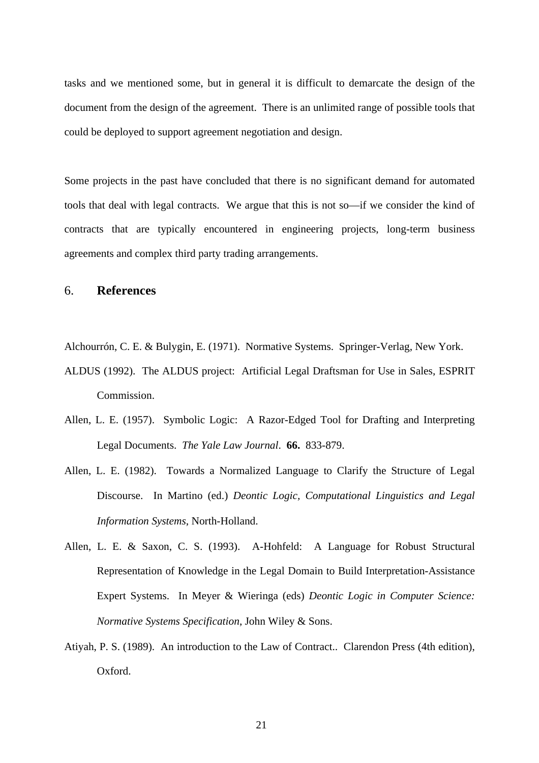tasks and we mentioned some, but in general it is difficult to demarcate the design of the document from the design of the agreement. There is an unlimited range of possible tools that could be deployed to support agreement negotiation and design.

Some projects in the past have concluded that there is no significant demand for automated tools that deal with legal contracts. We argue that this is not so—if we consider the kind of contracts that are typically encountered in engineering projects, long-term business agreements and complex third party trading arrangements.

## 6. **References**

Alchourrón, C. E. & Bulygin, E. (1971). Normative Systems. Springer-Verlag, New York.

ALDUS (1992). The ALDUS project: Artificial Legal Draftsman for Use in Sales, ESPRIT Commission.

Allen, L. E. (1957). Symbolic Logic: A Razor-Edged Tool for Drafting and Interpreting Legal Documents. *The Yale Law Journal*. **66.** 833-879.

Allen, L. E. (1982). Towards a Normalized Language to Clarify the Structure of Legal Discourse. In Martino (ed.) *Deontic Logic, Computational Linguistics and Legal Information Systems*, North-Holland.

Allen, L. E. & Saxon, C. S. (1993). A-Hohfeld: A Language for Robust Structural Representation of Knowledge in the Legal Domain to Build Interpretation-Assistance Expert Systems. In Meyer & Wieringa (eds) *Deontic Logic in Computer Science: Normative Systems Specification*, John Wiley & Sons.

Atiyah, P. S. (1989). An introduction to the Law of Contract.. Clarendon Press (4th edition), Oxford.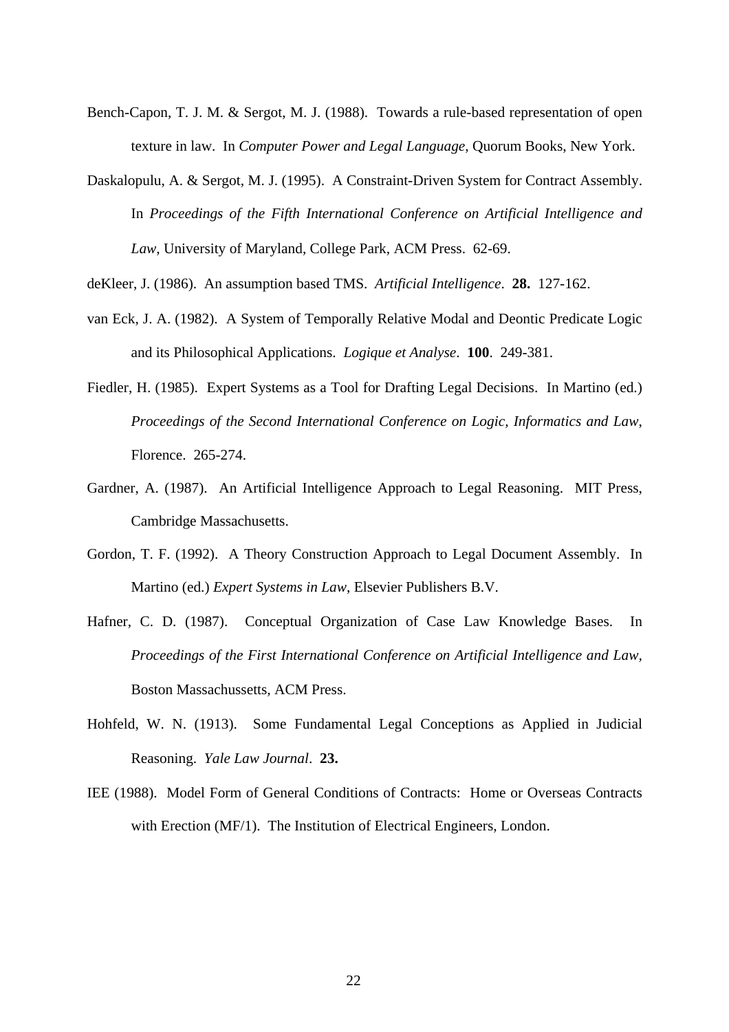Bench-Capon, T. J. M. & Sergot, M. J. (1988). Towards a rule-based representation of open texture in law. In *Computer Power and Legal Language*, Quorum Books, New York.

Daskalopulu, A. & Sergot, M. J. (1995). A Constraint-Driven System for Contract Assembly. In *Proceedings of the Fifth International Conference on Artificial Intelligence and Law*, University of Maryland, College Park, ACM Press. 62-69.

deKleer, J. (1986). An assumption based TMS. *Artificial Intelligence*. **28.** 127-162.

van Eck, J. A. (1982). A System of Temporally Relative Modal and Deontic Predicate Logic and its Philosophical Applications. *Logique et Analyse*. **100**. 249-381.

Fiedler, H. (1985). Expert Systems as a Tool for Drafting Legal Decisions. In Martino (ed.) *Proceedings of the Second International Conference on Logic, Informatics and Law*, Florence. 265-274.

Gardner, A. (1987). An Artificial Intelligence Approach to Legal Reasoning. MIT Press, Cambridge Massachusetts.

Gordon, T. F. (1992). A Theory Construction Approach to Legal Document Assembly. In Martino (ed.) *Expert Systems in Law*, Elsevier Publishers B.V.

Hafner, C. D. (1987). Conceptual Organization of Case Law Knowledge Bases. In *Proceedings of the First International Conference on Artificial Intelligence and Law,* Boston Massachussetts, ACM Press.

Hohfeld, W. N. (1913). Some Fundamental Legal Conceptions as Applied in Judicial Reasoning. *Yale Law Journal*. **23.**

IEE (1988). Model Form of General Conditions of Contracts: Home or Overseas Contracts with Erection (MF/1). The Institution of Electrical Engineers, London.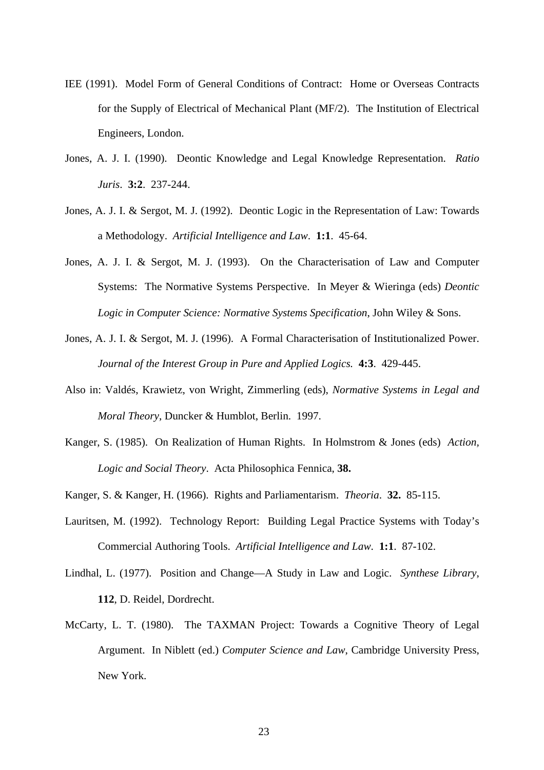IEE (1991). Model Form of General Conditions of Contract: Home or Overseas Contracts for the Supply of Electrical of Mechanical Plant (MF/2). The Institution of Electrical Engineers, London.

Jones, A. J. I. (1990). Deontic Knowledge and Legal Knowledge Representation. *Ratio Juris*. **3:2**. 237-244.

Jones, A. J. I. & Sergot, M. J. (1992). Deontic Logic in the Representation of Law: Towards a Methodology. *Artificial Intelligence and Law*. **1:1**. 45-64.

Jones, A. J. I. & Sergot, M. J. (1993). On the Characterisation of Law and Computer Systems: The Normative Systems Perspective. In Meyer & Wieringa (eds) *Deontic Logic in Computer Science: Normative Systems Specification*, John Wiley & Sons.

Jones, A. J. I. & Sergot, M. J. (1996). A Formal Characterisation of Institutionalized Power. *Journal of the Interest Group in Pure and Applied Logics.* **4:3**. 429-445.

Also in: Valdés, Krawietz, von Wright, Zimmerling (eds), *Normative Systems in Legal and Moral Theory*, Duncker & Humblot, Berlin. 1997.

Kanger, S. (1985). On Realization of Human Rights. In Holmstrom & Jones (eds) *Action, Logic and Social Theory*. Acta Philosophica Fennica, **38.**

Kanger, S. & Kanger, H. (1966). Rights and Parliamentarism. *Theoria*. **32.** 85-115.

Lauritsen, M. (1992). Technology Report: Building Legal Practice Systems with Today's Commercial Authoring Tools. *Artificial Intelligence and Law*. **1:1**. 87-102.

Lindhal, L. (1977). Position and Change—A Study in Law and Logic. *Synthese Library*, **112**, D. Reidel, Dordrecht.

McCarty, L. T. (1980). The TAXMAN Project: Towards a Cognitive Theory of Legal Argument. In Niblett (ed.) *Computer Science and Law*, Cambridge University Press, New York.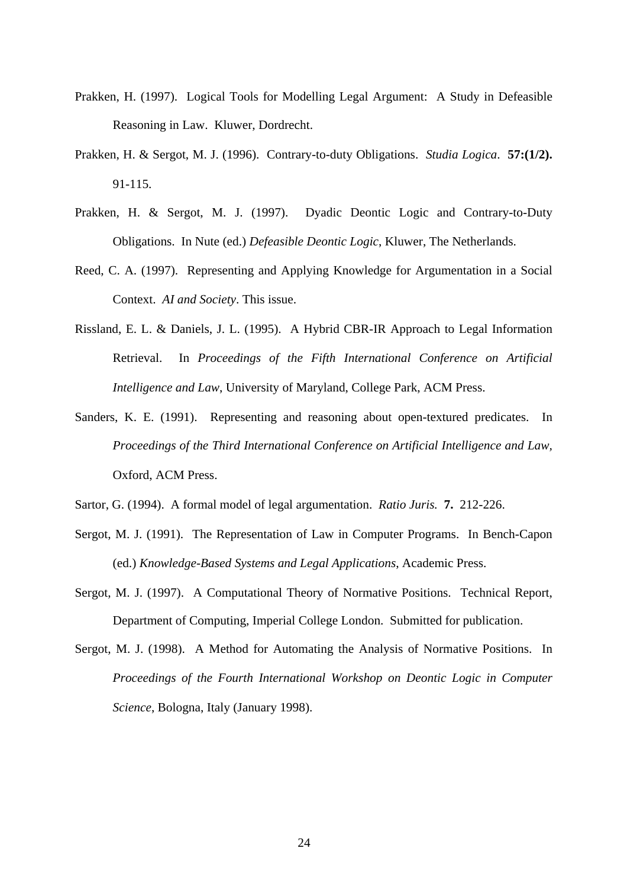Prakken, H. (1997). Logical Tools for Modelling Legal Argument: A Study in Defeasible Reasoning in Law. Kluwer, Dordrecht.

Prakken, H. & Sergot, M. J. (1996). Contrary-to-duty Obligations. *Studia Logica*. **57:(1/2).** 91-115.

Prakken, H. & Sergot, M. J. (1997). Dyadic Deontic Logic and Contrary-to-Duty Obligations. In Nute (ed.) *Defeasible Deontic Logic*, Kluwer, The Netherlands.

Reed, C. A. (1997). Representing and Applying Knowledge for Argumentation in a Social Context. *AI and Society*. This issue.

Rissland, E. L. & Daniels, J. L. (1995). A Hybrid CBR-IR Approach to Legal Information Retrieval. In *Proceedings of the Fifth International Conference on Artificial Intelligence and Law*, University of Maryland, College Park, ACM Press.

Sanders, K. E. (1991). Representing and reasoning about open-textured predicates. In *Proceedings of the Third International Conference on Artificial Intelligence and Law*, Oxford, ACM Press.

Sartor, G. (1994). A formal model of legal argumentation. *Ratio Juris.* **7.** 212-226.

Sergot, M. J. (1991). The Representation of Law in Computer Programs. In Bench-Capon (ed.) *Knowledge-Based Systems and Legal Applications*, Academic Press.

Sergot, M. J. (1997). A Computational Theory of Normative Positions. Technical Report, Department of Computing, Imperial College London. Submitted for publication.

Sergot, M. J. (1998). A Method for Automating the Analysis of Normative Positions. In *Proceedings of the Fourth International Workshop on Deontic Logic in Computer Science*, Bologna, Italy (January 1998).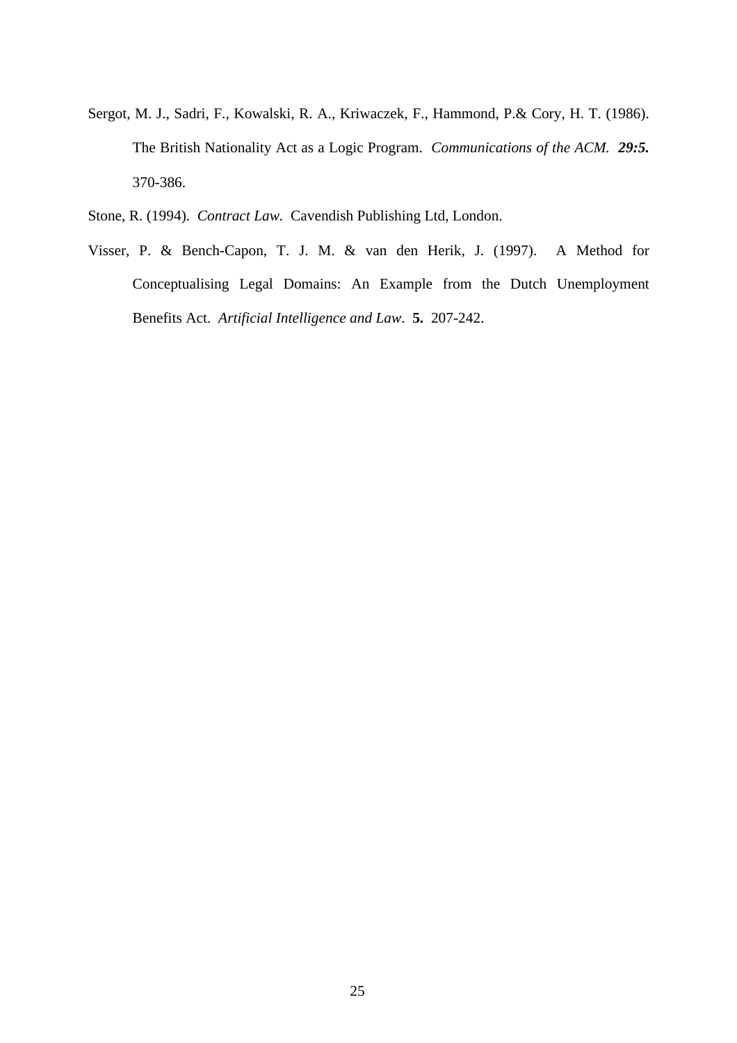Sergot, M. J., Sadri, F., Kowalski, R. A., Kriwaczek, F., Hammond, P.& Cory, H. T. (1986). The British Nationality Act as a Logic Program. *Communications of the ACM.* ***29:5.*** 370-386.

Stone, R. (1994). *Contract Law.* Cavendish Publishing Ltd, London.

Visser, P. & Bench-Capon, T. J. M. & van den Herik, J. (1997). A Method for Conceptualising Legal Domains: An Example from the Dutch Unemployment Benefits Act. *Artificial Intelligence and Law*. **5.** 207-242.